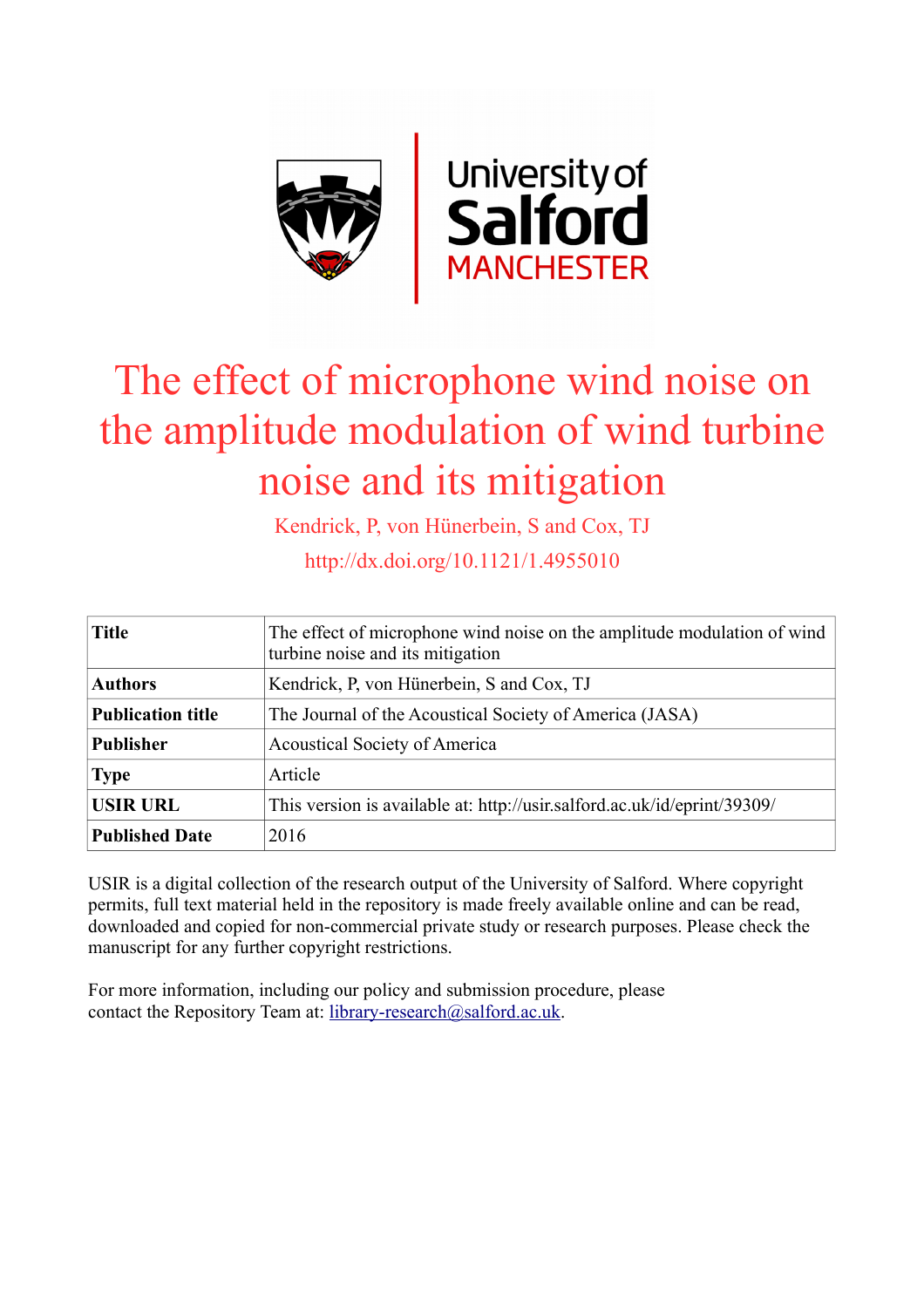# The effect of microphone wind noise on the amplitude modulation of wind turbine noise and its mitigation

Kendrick, P, von Hünerbein, S and Cox, TJ

http://dx.doi.org/10.1121/1.4955010

| **Title** | The effect of microphone wind noise on the amplitude modulation of wind turbine noise and its mitigation |
|---|---|
| **Authors** | Kendrick, P, von Hünerbein, S and Cox, TJ |
| **Publication title** | The Journal of the Acoustical Society of America (JASA) |
| **Publisher** | Acoustical Society of America |
| **Type** | Article |
| **USIR URL** | This version is available at: http://usir.salford.ac.uk/id/eprint/39309/ |
| **Published Date** | 2016 |

USIR is a digital collection of the research output of the University of Salford. Where copyright permits, full text material held in the repository is made freely available online and can be read, downloaded and copied for non-commercial private study or research purposes. Please check the manuscript for any further copyright restrictions.

For more information, including our policy and submission procedure, please contact the Repository Team at: library-research@salford.ac.uk.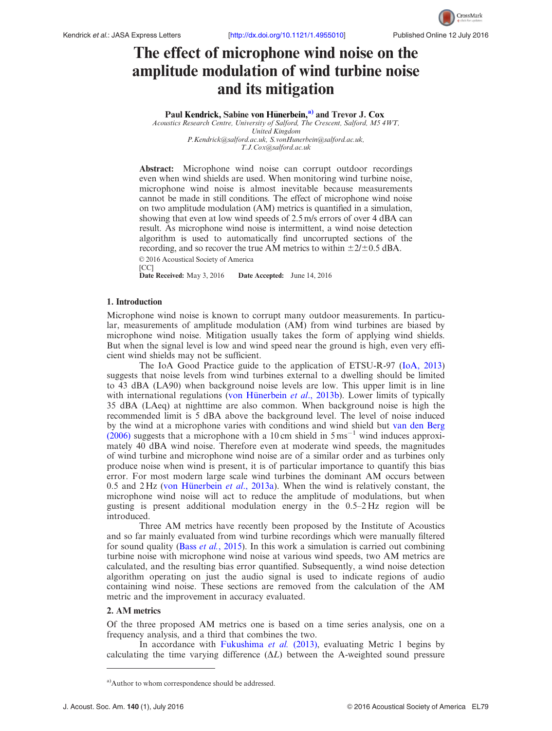# The effect of microphone wind noise on the amplitude modulation of wind turbine noise and its mitigation

**Paul Kendrick, Sabine von Hünerbein,[a)] and Trevor J. Cox**

*Acoustics Research Centre, University of Salford, The Crescent, Salford, M5 4WT, United Kingdom*
*P.Kendrick@salford.ac.uk, S.vonHunerbein@salford.ac.uk, T.J.Cox@salford.ac.uk*

**Abstract:** Microphone wind noise can corrupt outdoor recordings even when wind shields are used. When monitoring wind turbine noise, microphone wind noise is almost inevitable because measurements cannot be made in still conditions. The effect of microphone wind noise on two amplitude modulation (AM) metrics is quantified in a simulation, showing that even at low wind speeds of 2.5 m/s errors of over 4 dBA can result. As microphone wind noise is intermittent, a wind noise detection algorithm is used to automatically find uncorrupted sections of the recording, and so recover the true AM metrics to within ±2/±0.5 dBA.

© 2016 Acoustical Society of America
[CC]
**Date Received:** May 3, 2016 **Date Accepted:** June 14, 2016

## 1. Introduction

Microphone wind noise is known to corrupt many outdoor measurements. In particular, measurements of amplitude modulation (AM) from wind turbines are biased by microphone wind noise. Mitigation usually takes the form of applying wind shields. But when the signal level is low and wind speed near the ground is high, even very efficient wind shields may not be sufficient.

The IoA Good Practice guide to the application of ETSU-R-97 (IoA, 2013) suggests that noise levels from wind turbines external to a dwelling should be limited to 43 dBA (LA90) when background noise levels are low. This upper limit is in line with international regulations (von Hünerbein *et al.*, 2013b). Lower limits of typically 35 dBA (LAeq) at nighttime are also common. When background noise is high the recommended limit is 5 dBA above the background level. The level of noise induced by the wind at a microphone varies with conditions and wind shield but van den Berg (2006) suggests that a microphone with a 10 cm shield in 5 $\text{ms}^{-1}$ wind induces approximately 40 dBA wind noise. Therefore even at moderate wind speeds, the magnitudes of wind turbine and microphone wind noise are of a similar order and as turbines only produce noise when wind is present, it is of particular importance to quantify this bias error. For most modern large scale wind turbines the dominant AM occurs between 0.5 and 2 Hz (von Hünerbein *et al.*, 2013a). When the wind is relatively constant, the microphone wind noise will act to reduce the amplitude of modulations, but when gusting is present additional modulation energy in the 0.5–2 Hz region will be introduced.

Three AM metrics have recently been proposed by the Institute of Acoustics and so far mainly evaluated from wind turbine recordings which were manually filtered for sound quality (Bass *et al.*, 2015). In this work a simulation is carried out combining turbine noise with microphone wind noise at various wind speeds, two AM metrics are calculated, and the resulting bias error quantified. Subsequently, a wind noise detection algorithm operating on just the audio signal is used to indicate regions of audio containing wind noise. These sections are removed from the calculation of the AM metric and the improvement in accuracy evaluated.

## 2. AM metrics

Of the three proposed AM metrics one is based on a time series analysis, one on a frequency analysis, and a third that combines the two.

In accordance with Fukushima *et al.* (2013), evaluating Metric 1 begins by calculating the time varying difference ($\Delta L$) between the A-weighted sound pressure

---

[a)]Author to whom correspondence should be addressed.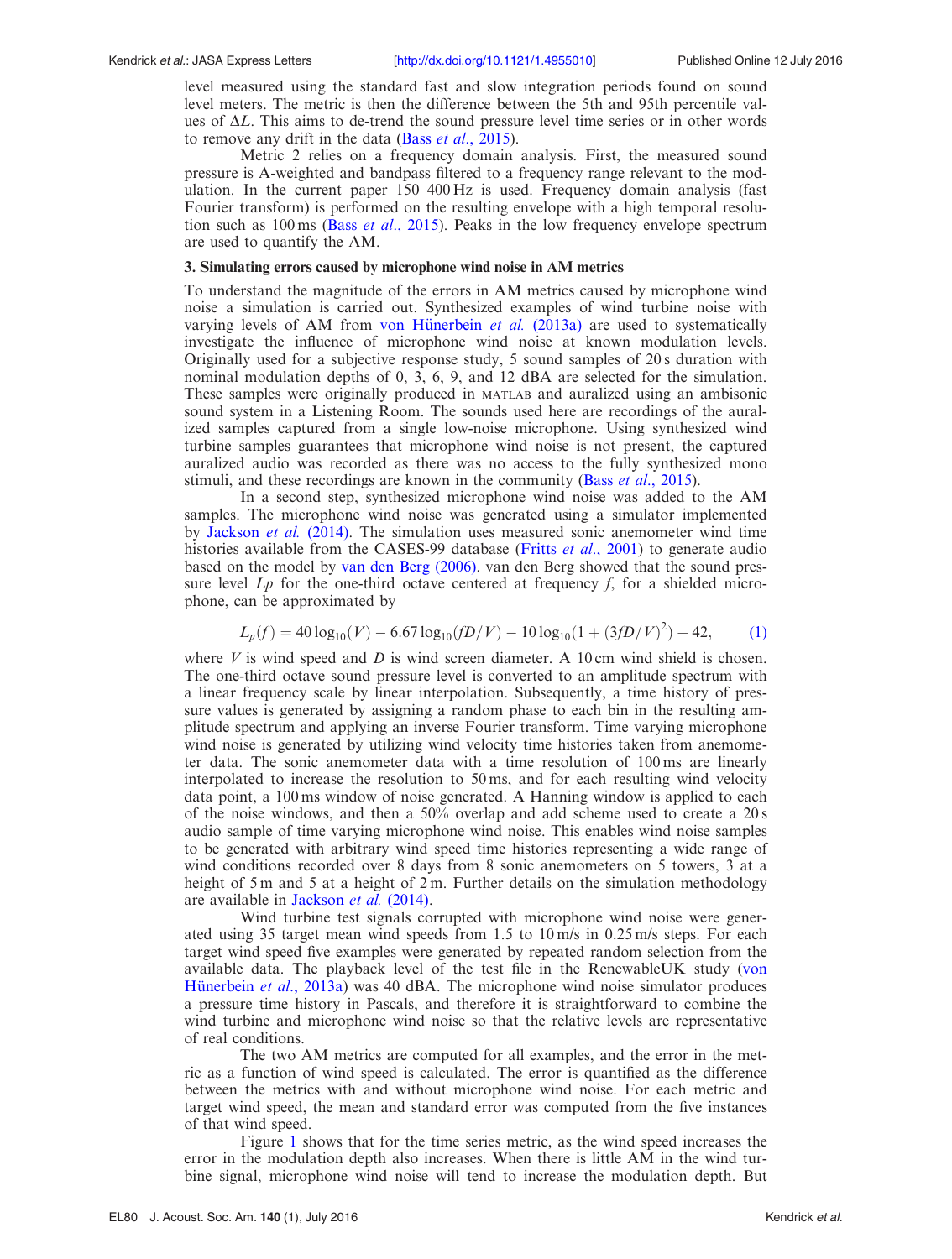level measured using the standard fast and slow integration periods found on sound level meters. The metric is then the difference between the 5th and 95th percentile values of $\Delta L$. This aims to de-trend the sound pressure level time series or in other words to remove any drift in the data (Bass *et al.*, 2015).

Metric 2 relies on a frequency domain analysis. First, the measured sound pressure is A-weighted and bandpass filtered to a frequency range relevant to the modulation. In the current paper 150–400 Hz is used. Frequency domain analysis (fast Fourier transform) is performed on the resulting envelope with a high temporal resolution such as 100 ms (Bass *et al.*, 2015). Peaks in the low frequency envelope spectrum are used to quantify the AM.

### 3. Simulating errors caused by microphone wind noise in AM metrics

To understand the magnitude of the errors in AM metrics caused by microphone wind noise a simulation is carried out. Synthesized examples of wind turbine noise with varying levels of AM from von Hünerbein *et al.* (2013a) are used to systematically investigate the influence of microphone wind noise at known modulation levels. Originally used for a subjective response study, 5 sound samples of 20 s duration with nominal modulation depths of 0, 3, 6, 9, and 12 dBA are selected for the simulation. These samples were originally produced in MATLAB and auralized using an ambisonic sound system in a Listening Room. The sounds used here are recordings of the auralized samples captured from a single low-noise microphone. Using synthesized wind turbine samples guarantees that microphone wind noise is not present, the captured auralized audio was recorded as there was no access to the fully synthesized mono stimuli, and these recordings are known in the community (Bass *et al.*, 2015).

In a second step, synthesized microphone wind noise was added to the AM samples. The microphone wind noise was generated using a simulator implemented by Jackson *et al.* (2014). The simulation uses measured sonic anemometer wind time histories available from the CASES-99 database (Fritts *et al.*, 2001) to generate audio based on the model by van den Berg (2006). van den Berg showed that the sound pressure level $Lp$ for the one-third octave centered at frequency $f$, for a shielded microphone, can be approximated by

$$L_p(f) = 40\log_{10}(V) - 6.67\log_{10}(fD/V) - 10\log_{10}(1 + (3fD/V)^2) + 42, \tag{1}$$

where $V$ is wind speed and $D$ is wind screen diameter. A 10 cm wind shield is chosen. The one-third octave sound pressure level is converted to an amplitude spectrum with a linear frequency scale by linear interpolation. Subsequently, a time history of pressure values is generated by assigning a random phase to each bin in the resulting amplitude spectrum and applying an inverse Fourier transform. Time varying microphone wind noise is generated by utilizing wind velocity time histories taken from anemometer data. The sonic anemometer data with a time resolution of 100 ms are linearly interpolated to increase the resolution to 50 ms, and for each resulting wind velocity data point, a 100 ms window of noise generated. A Hanning window is applied to each of the noise windows, and then a 50% overlap and add scheme used to create a 20 s audio sample of time varying microphone wind noise. This enables wind noise samples to be generated with arbitrary wind speed time histories representing a wide range of wind conditions recorded over 8 days from 8 sonic anemometers on 5 towers, 3 at a height of 5 m and 5 at a height of 2 m. Further details on the simulation methodology are available in Jackson *et al.* (2014).

Wind turbine test signals corrupted with microphone wind noise were generated using 35 target mean wind speeds from 1.5 to 10 m/s in 0.25 m/s steps. For each target wind speed five examples were generated by repeated random selection from the available data. The playback level of the test file in the RenewableUK study (von Hünerbein *et al.*, 2013a) was 40 dBA. The microphone wind noise simulator produces a pressure time history in Pascals, and therefore it is straightforward to combine the wind turbine and microphone wind noise so that the relative levels are representative of real conditions.

The two AM metrics are computed for all examples, and the error in the metric as a function of wind speed is calculated. The error is quantified as the difference between the metrics with and without microphone wind noise. For each metric and target wind speed, the mean and standard error was computed from the five instances of that wind speed.

Figure 1 shows that for the time series metric, as the wind speed increases the error in the modulation depth also increases. When there is little AM in the wind turbine signal, microphone wind noise will tend to increase the modulation depth. But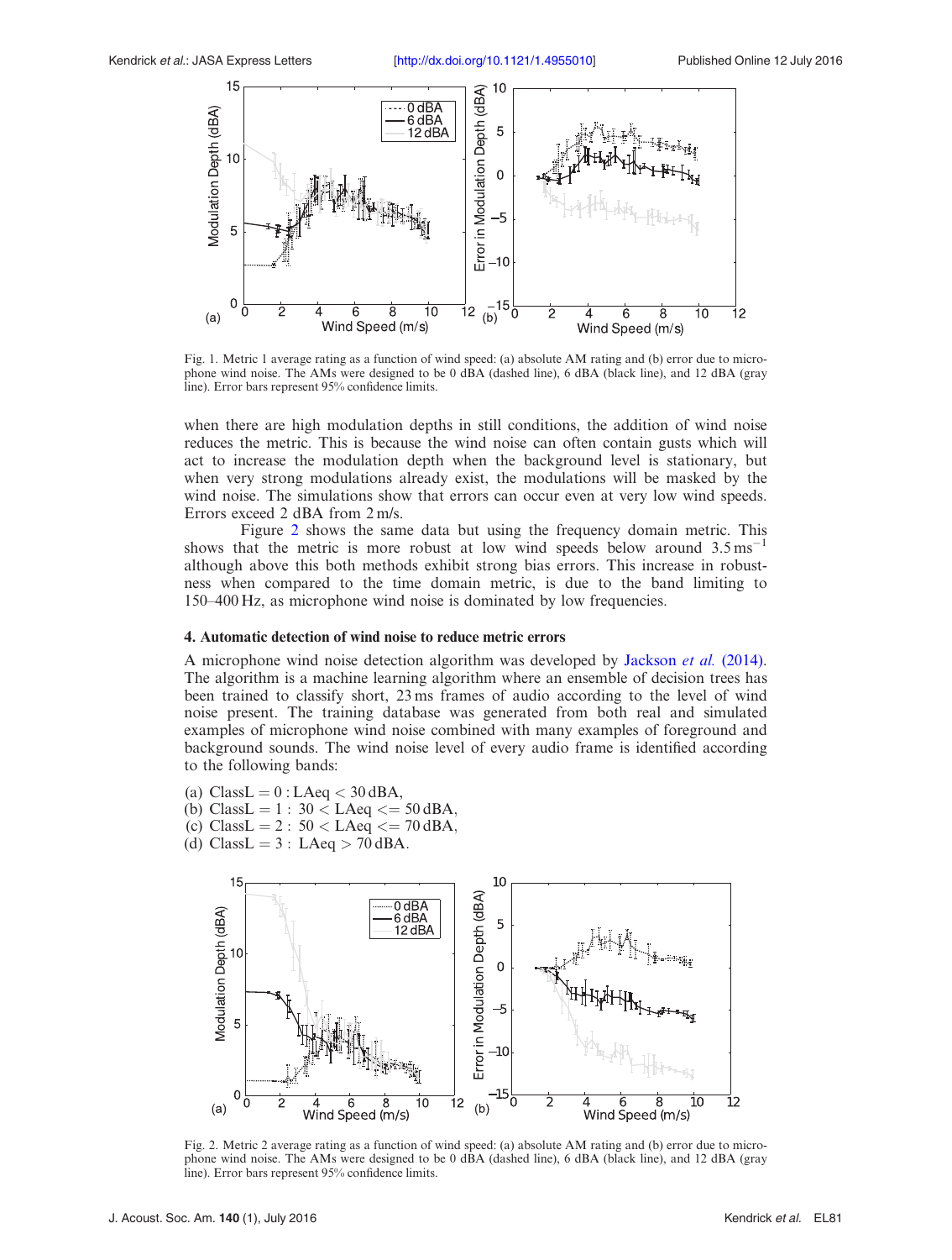Fig. 1. Metric 1 average rating as a function of wind speed: (a) absolute AM rating and (b) error due to microphone wind noise. The AMs were designed to be 0 dBA (dashed line), 6 dBA (black line), and 12 dBA (gray line). Error bars represent 95% confidence limits.

when there are high modulation depths in still conditions, the addition of wind noise reduces the metric. This is because the wind noise can often contain gusts which will act to increase the modulation depth when the background level is stationary, but when very strong modulations already exist, the modulations will be masked by the wind noise. The simulations show that errors can occur even at very low wind speeds. Errors exceed 2 dBA from 2 m/s.

Figure 2 shows the same data but using the frequency domain metric. This shows that the metric is more robust at low wind speeds below around 3.5 $\text{ms}^{-1}$ although above this both methods exhibit strong bias errors. This increase in robustness when compared to the time domain metric, is due to the band limiting to 150–400 Hz, as microphone wind noise is dominated by low frequencies.

## 4. Automatic detection of wind noise to reduce metric errors

A microphone wind noise detection algorithm was developed by Jackson *et al.* (2014). The algorithm is a machine learning algorithm where an ensemble of decision trees has been trained to classify short, 23 ms frames of audio according to the level of wind noise present. The training database was generated from both real and simulated examples of microphone wind noise combined with many examples of foreground and background sounds. The wind noise level of every audio frame is identified according to the following bands:

(a) ClassL = 0 : LAeq < 30 dBA,
(b) ClassL = 1 : 30 < LAeq <= 50 dBA,
(c) ClassL = 2 : 50 < LAeq <= 70 dBA,
(d) ClassL = 3 : LAeq > 70 dBA.

Fig. 2. Metric 2 average rating as a function of wind speed: (a) absolute AM rating and (b) error due to microphone wind noise. The AMs were designed to be 0 dBA (dashed line), 6 dBA (black line), and 12 dBA (gray line). Error bars represent 95% confidence limits.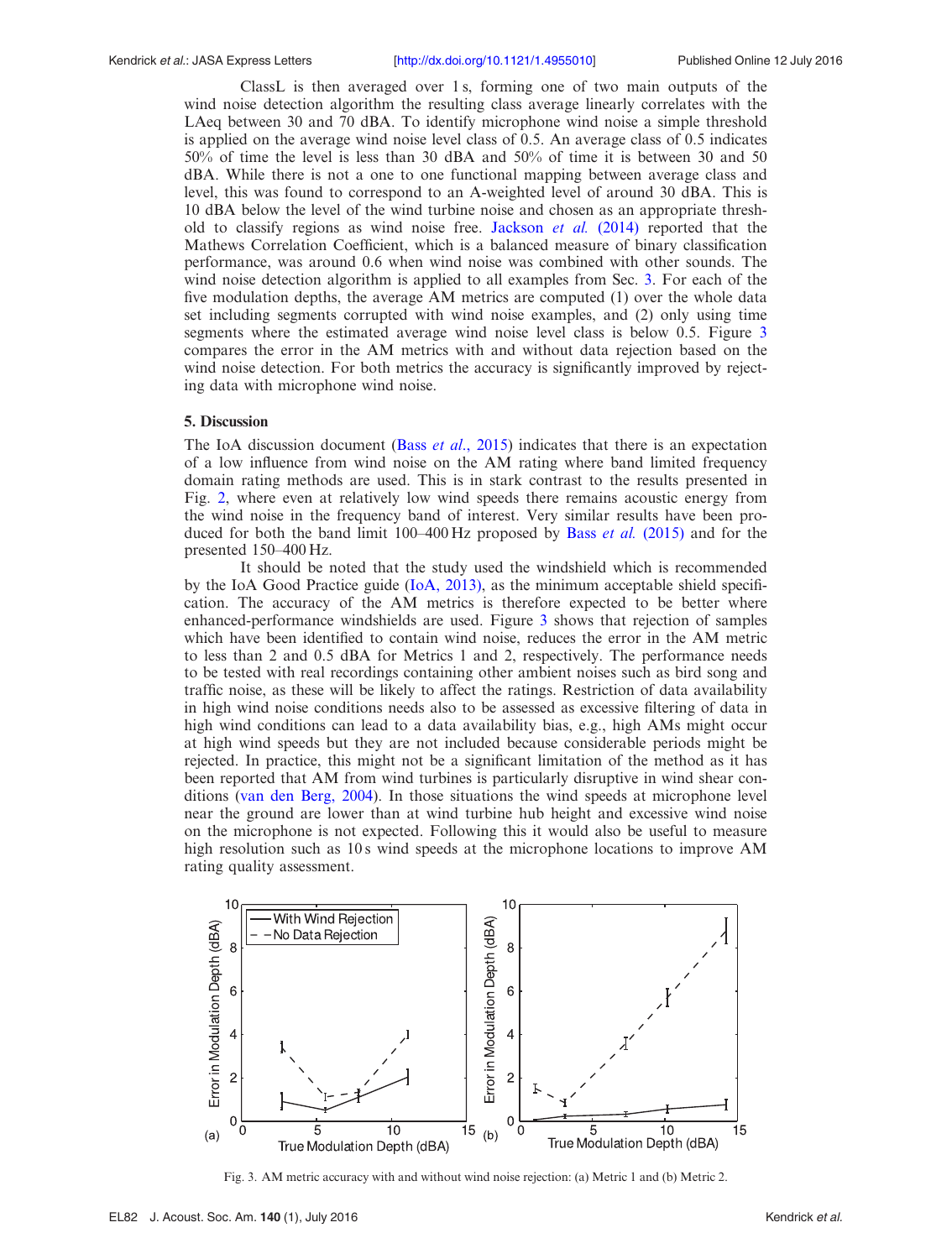ClassL is then averaged over 1 s, forming one of two main outputs of the wind noise detection algorithm the resulting class average linearly correlates with the LAeq between 30 and 70 dBA. To identify microphone wind noise a simple threshold is applied on the average wind noise level class of 0.5. An average class of 0.5 indicates 50% of time the level is less than 30 dBA and 50% of time it is between 30 and 50 dBA. While there is not a one to one functional mapping between average class and level, this was found to correspond to an A-weighted level of around 30 dBA. This is 10 dBA below the level of the wind turbine noise and chosen as an appropriate threshold to classify regions as wind noise free. Jackson *et al.* (2014) reported that the Mathews Correlation Coefficient, which is a balanced measure of binary classification performance, was around 0.6 when wind noise was combined with other sounds. The wind noise detection algorithm is applied to all examples from Sec. 3. For each of the five modulation depths, the average AM metrics are computed (1) over the whole data set including segments corrupted with wind noise examples, and (2) only using time segments where the estimated average wind noise level class is below 0.5. Figure 3 compares the error in the AM metrics with and without data rejection based on the wind noise detection. For both metrics the accuracy is significantly improved by rejecting data with microphone wind noise.

## 5. Discussion

The IoA discussion document (Bass *et al.*, 2015) indicates that there is an expectation of a low influence from wind noise on the AM rating where band limited frequency domain rating methods are used. This is in stark contrast to the results presented in Fig. 2, where even at relatively low wind speeds there remains acoustic energy from the wind noise in the frequency band of interest. Very similar results have been produced for both the band limit 100–400 Hz proposed by Bass *et al.* (2015) and for the presented 150–400 Hz.

It should be noted that the study used the windshield which is recommended by the IoA Good Practice guide (IoA, 2013), as the minimum acceptable shield specification. The accuracy of the AM metrics is therefore expected to be better where enhanced-performance windshields are used. Figure 3 shows that rejection of samples which have been identified to contain wind noise, reduces the error in the AM metric to less than 2 and 0.5 dBA for Metrics 1 and 2, respectively. The performance needs to be tested with real recordings containing other ambient noises such as bird song and traffic noise, as these will be likely to affect the ratings. Restriction of data availability in high wind noise conditions needs also to be assessed as excessive filtering of data in high wind conditions can lead to a data availability bias, e.g., high AMs might occur at high wind speeds but they are not included because considerable periods might be rejected. In practice, this might not be a significant limitation of the method as it has been reported that AM from wind turbines is particularly disruptive in wind shear conditions (van den Berg, 2004). In those situations the wind speeds at microphone level near the ground are lower than at wind turbine hub height and excessive wind noise on the microphone is not expected. Following this it would also be useful to measure high resolution such as 10 s wind speeds at the microphone locations to improve AM rating quality assessment.

Fig. 3. AM metric accuracy with and without wind noise rejection: (a) Metric 1 and (b) Metric 2.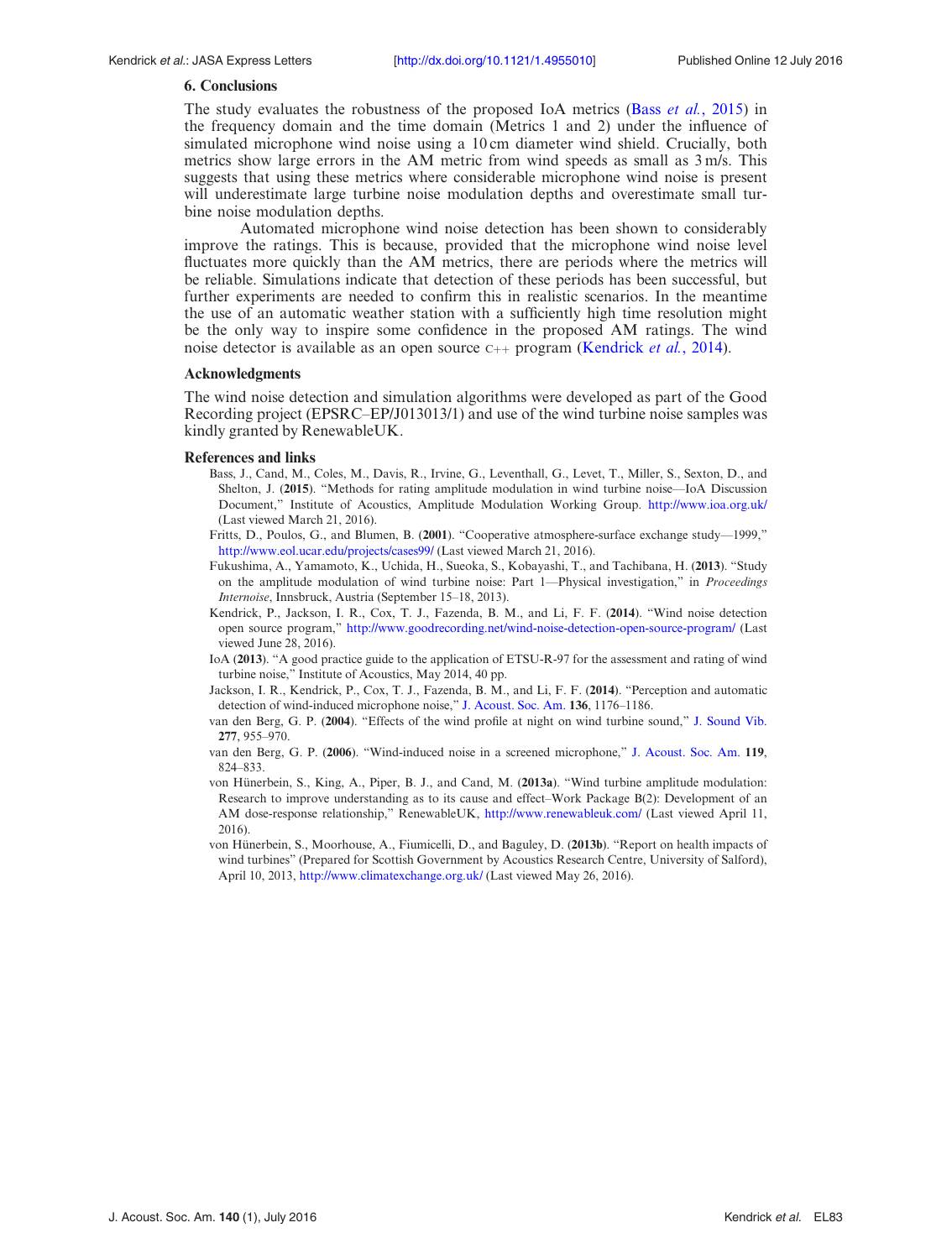### 6. Conclusions

The study evaluates the robustness of the proposed IoA metrics (Bass *et al.*, 2015) in the frequency domain and the time domain (Metrics 1 and 2) under the influence of simulated microphone wind noise using a 10 cm diameter wind shield. Crucially, both metrics show large errors in the AM metric from wind speeds as small as 3 m/s. This suggests that using these metrics where considerable microphone wind noise is present will underestimate large turbine noise modulation depths and overestimate small turbine noise modulation depths.

Automated microphone wind noise detection has been shown to considerably improve the ratings. This is because, provided that the microphone wind noise level fluctuates more quickly than the AM metrics, there are periods where the metrics will be reliable. Simulations indicate that detection of these periods has been successful, but further experiments are needed to confirm this in realistic scenarios. In the meantime the use of an automatic weather station with a sufficiently high time resolution might be the only way to inspire some confidence in the proposed AM ratings. The wind noise detector is available as an open source C++ program (Kendrick *et al.*, 2014).

### Acknowledgments

The wind noise detection and simulation algorithms were developed as part of the Good Recording project (EPSRC–EP/J013013/1) and use of the wind turbine noise samples was kindly granted by RenewableUK.

### References and links

Bass, J., Cand, M., Coles, M., Davis, R., Irvine, G., Leventhall, G., Levet, T., Miller, S., Sexton, D., and Shelton, J. (**2015**). "Methods for rating amplitude modulation in wind turbine noise—IoA Discussion Document," Institute of Acoustics, Amplitude Modulation Working Group. http://www.ioa.org.uk/ (Last viewed March 21, 2016).

Fritts, D., Poulos, G., and Blumen, B. (**2001**). "Cooperative atmosphere-surface exchange study—1999," http://www.eol.ucar.edu/projects/cases99/ (Last viewed March 21, 2016).

Fukushima, A., Yamamoto, K., Uchida, H., Sueoka, S., Kobayashi, T., and Tachibana, H. (**2013**). "Study on the amplitude modulation of wind turbine noise: Part 1—Physical investigation," in *Proceedings Internoise*, Innsbruck, Austria (September 15–18, 2013).

Kendrick, P., Jackson, I. R., Cox, T. J., Fazenda, B. M., and Li, F. F. (**2014**). "Wind noise detection open source program," http://www.goodrecording.net/wind-noise-detection-open-source-program/ (Last viewed June 28, 2016).

IoA (**2013**). "A good practice guide to the application of ETSU-R-97 for the assessment and rating of wind turbine noise," Institute of Acoustics, May 2014, 40 pp.

Jackson, I. R., Kendrick, P., Cox, T. J., Fazenda, B. M., and Li, F. F. (**2014**). "Perception and automatic detection of wind-induced microphone noise," J. Acoust. Soc. Am. **136**, 1176–1186.

van den Berg, G. P. (**2004**). "Effects of the wind profile at night on wind turbine sound," J. Sound Vib. **277**, 955–970.

van den Berg, G. P. (**2006**). "Wind-induced noise in a screened microphone," J. Acoust. Soc. Am. **119**, 824–833.

von Hünerbein, S., King, A., Piper, B. J., and Cand, M. (**2013a**). "Wind turbine amplitude modulation: Research to improve understanding as to its cause and effect–Work Package B(2): Development of an AM dose-response relationship," RenewableUK, http://www.renewableuk.com/ (Last viewed April 11, 2016).

von Hünerbein, S., Moorhouse, A., Fiumicelli, D., and Baguley, D. (**2013b**). "Report on health impacts of wind turbines" (Prepared for Scottish Government by Acoustics Research Centre, University of Salford), April 10, 2013, http://www.climatexchange.org.uk/ (Last viewed May 26, 2016).